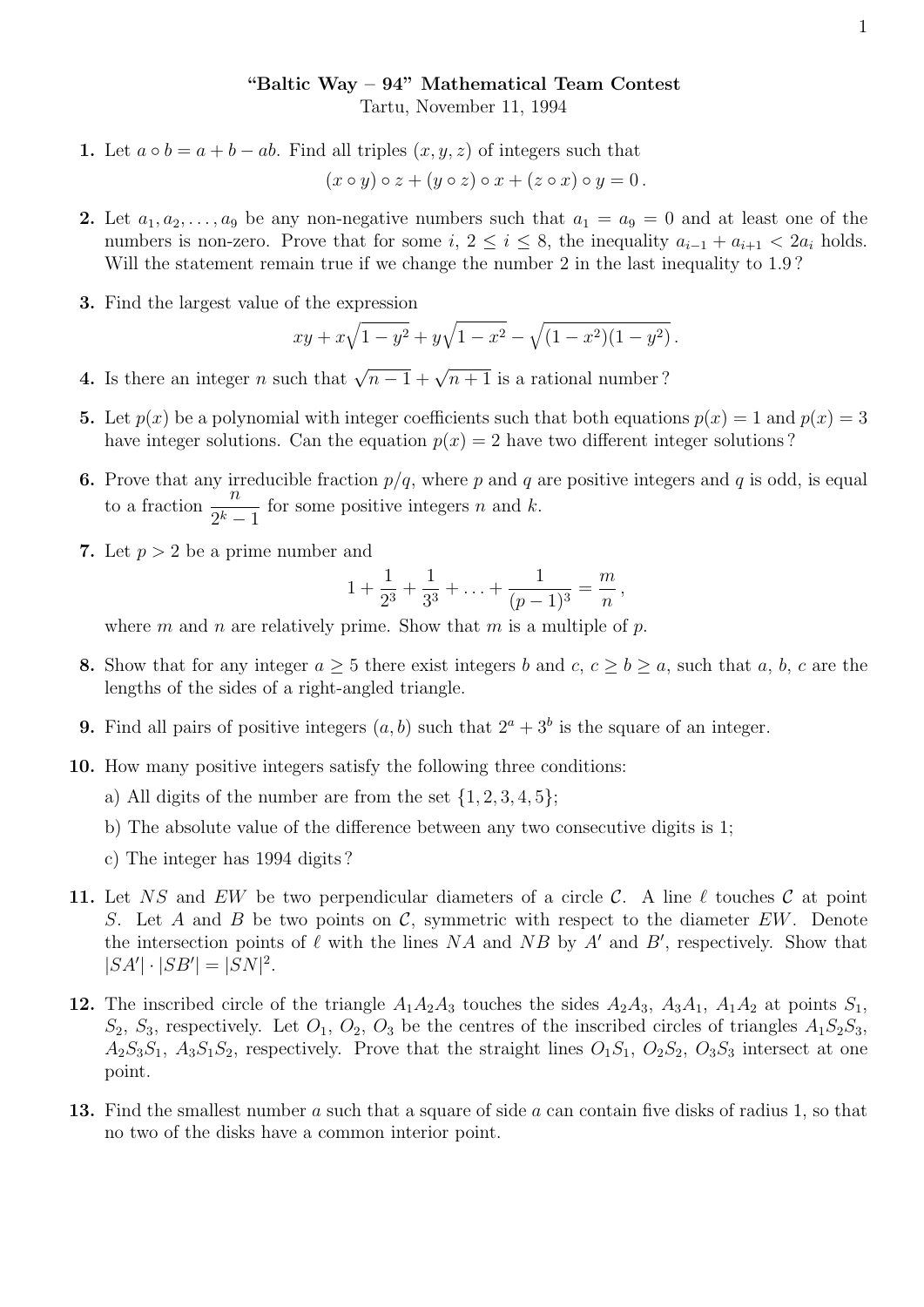**“Baltic Way – 94” Mathematical Team Contest**
Tartu, November 11, 1994

**1.** Let $a \circ b = a + b - ab$. Find all triples $(x, y, z)$ of integers such that
$$(x \circ y) \circ z + (y \circ z) \circ x + (z \circ x) \circ y = 0\,.$$

**2.** Let $a_1, a_2, \ldots, a_9$ be any non-negative numbers such that $a_1 = a_9 = 0$ and at least one of the numbers is non-zero. Prove that for some $i$, $2 \le i \le 8$, the inequality $a_{i-1} + a_{i+1} < 2a_i$ holds. Will the statement remain true if we change the number 2 in the last inequality to 1.9 ?

**3.** Find the largest value of the expression
$$xy + x\sqrt{1-y^2} + y\sqrt{1-x^2} - \sqrt{(1-x^2)(1-y^2)}\,.$$

**4.** Is there an integer $n$ such that $\sqrt{n-1} + \sqrt{n+1}$ is a rational number ?

**5.** Let $p(x)$ be a polynomial with integer coefficients such that both equations $p(x) = 1$ and $p(x) = 3$ have integer solutions. Can the equation $p(x) = 2$ have two different integer solutions ?

**6.** Prove that any irreducible fraction $p/q$, where $p$ and $q$ are positive integers and $q$ is odd, is equal to a fraction $\dfrac{n}{2^k - 1}$ for some positive integers $n$ and $k$.

**7.** Let $p > 2$ be a prime number and
$$1 + \frac{1}{2^3} + \frac{1}{3^3} + \ldots + \frac{1}{(p-1)^3} = \frac{m}{n}\,,$$
where $m$ and $n$ are relatively prime. Show that $m$ is a multiple of $p$.

**8.** Show that for any integer $a \ge 5$ there exist integers $b$ and $c$, $c \ge b \ge a$, such that $a$, $b$, $c$ are the lengths of the sides of a right-angled triangle.

**9.** Find all pairs of positive integers $(a, b)$ such that $2^a + 3^b$ is the square of an integer.

**10.** How many positive integers satisfy the following three conditions:

a) All digits of the number are from the set $\{1, 2, 3, 4, 5\}$;

b) The absolute value of the difference between any two consecutive digits is 1;

c) The integer has 1994 digits ?

**11.** Let $NS$ and $EW$ be two perpendicular diameters of a circle $\mathcal{C}$. A line $\ell$ touches $\mathcal{C}$ at point $S$. Let $A$ and $B$ be two points on $\mathcal{C}$, symmetric with respect to the diameter $EW$. Denote the intersection points of $\ell$ with the lines $NA$ and $NB$ by $A'$ and $B'$, respectively. Show that $|SA'| \cdot |SB'| = |SN|^2$.

**12.** The inscribed circle of the triangle $A_1A_2A_3$ touches the sides $A_2A_3$, $A_3A_1$, $A_1A_2$ at points $S_1$, $S_2$, $S_3$, respectively. Let $O_1$, $O_2$, $O_3$ be the centres of the inscribed circles of triangles $A_1S_2S_3$, $A_2S_3S_1$, $A_3S_1S_2$, respectively. Prove that the straight lines $O_1S_1$, $O_2S_2$, $O_3S_3$ intersect at one point.

**13.** Find the smallest number $a$ such that a square of side $a$ can contain five disks of radius 1, so that no two of the disks have a common interior point.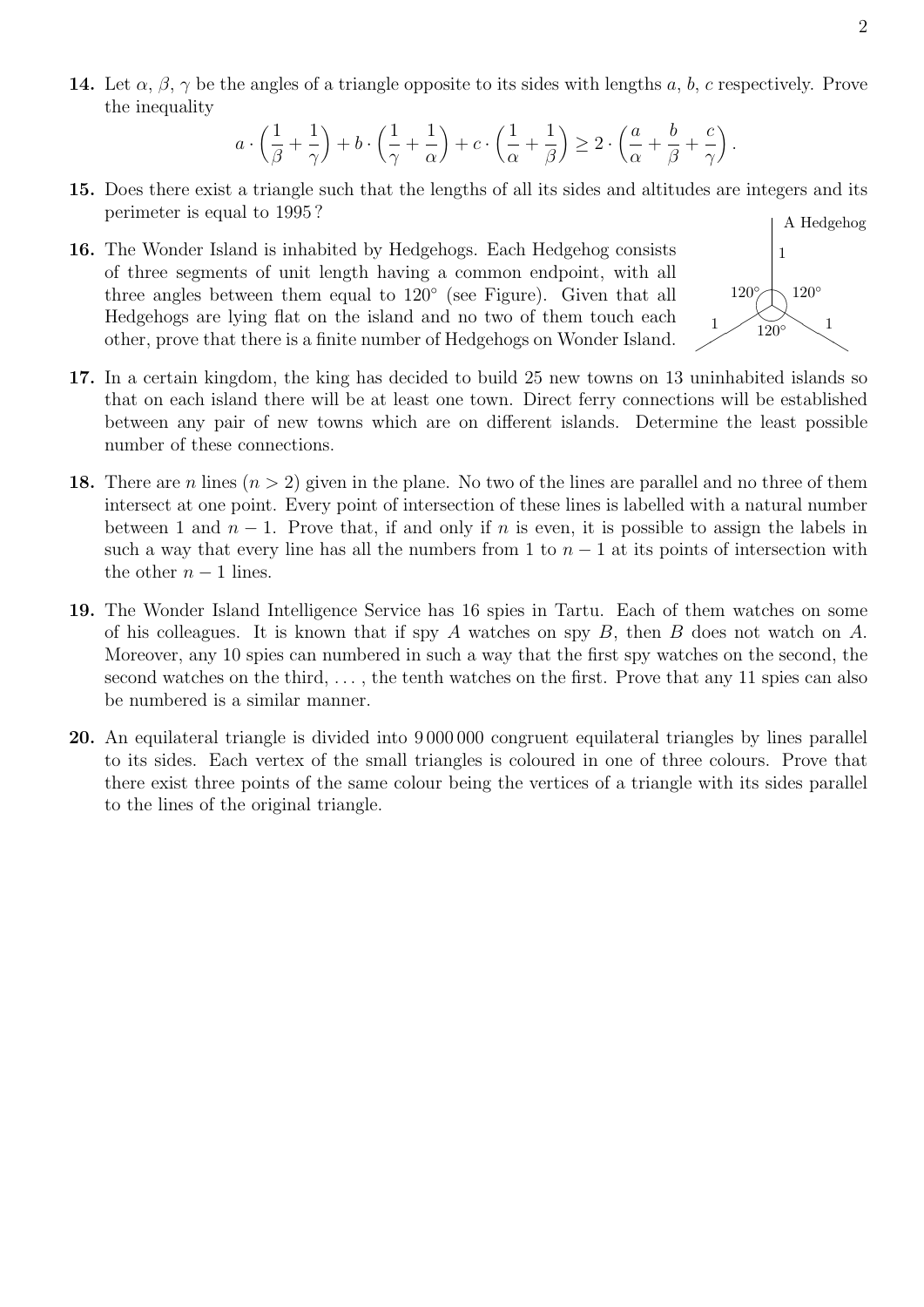**14.** Let $\alpha$, $\beta$, $\gamma$ be the angles of a triangle opposite to its sides with lengths $a$, $b$, $c$ respectively. Prove the inequality

$$a \cdot \left(\frac{1}{\beta} + \frac{1}{\gamma}\right) + b \cdot \left(\frac{1}{\gamma} + \frac{1}{\alpha}\right) + c \cdot \left(\frac{1}{\alpha} + \frac{1}{\beta}\right) \geq 2 \cdot \left(\frac{a}{\alpha} + \frac{b}{\beta} + \frac{c}{\gamma}\right).$$

**15.** Does there exist a triangle such that the lengths of all its sides and altitudes are integers and its perimeter is equal to 1995 ?

**16.** The Wonder Island is inhabited by Hedgehogs. Each Hedgehog consists of three segments of unit length having a common endpoint, with all three angles between them equal to 120° (see Figure). Given that all Hedgehogs are lying flat on the island and no two of them touch each other, prove that there is a finite number of Hedgehogs on Wonder Island.

A Hedgehog

1

120° 120°

1 120° 1

**17.** In a certain kingdom, the king has decided to build 25 new towns on 13 uninhabited islands so that on each island there will be at least one town. Direct ferry connections will be established between any pair of new towns which are on different islands. Determine the least possible number of these connections.

**18.** There are $n$ lines ($n > 2$) given in the plane. No two of the lines are parallel and no three of them intersect at one point. Every point of intersection of these lines is labelled with a natural number between 1 and $n - 1$. Prove that, if and only if $n$ is even, it is possible to assign the labels in such a way that every line has all the numbers from 1 to $n - 1$ at its points of intersection with the other $n - 1$ lines.

**19.** The Wonder Island Intelligence Service has 16 spies in Tartu. Each of them watches on some of his colleagues. It is known that if spy $A$ watches on spy $B$, then $B$ does not watch on $A$. Moreover, any 10 spies can numbered in such a way that the first spy watches on the second, the second watches on the third, ... , the tenth watches on the first. Prove that any 11 spies can also be numbered is a similar manner.

**20.** An equilateral triangle is divided into 9 000 000 congruent equilateral triangles by lines parallel to its sides. Each vertex of the small triangles is coloured in one of three colours. Prove that there exist three points of the same colour being the vertices of a triangle with its sides parallel to the lines of the original triangle.